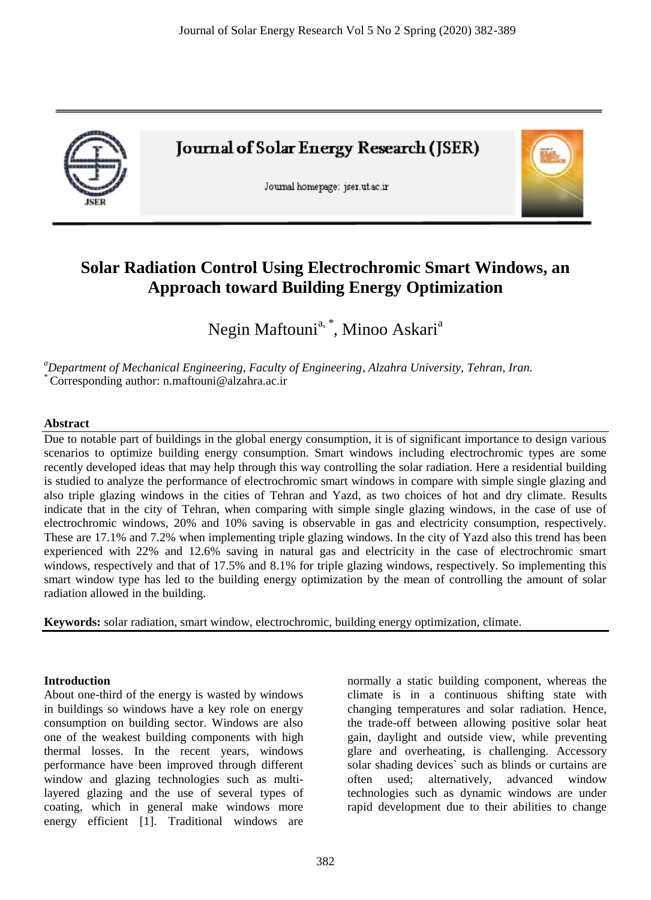Journal of Solar Energy Research (JSER)

Journal homepage: jser.ut.ac.ir

# Solar Radiation Control Using Electrochromic Smart Windows, an Approach toward Building Energy Optimization

Negin Maftouni[a, *], Minoo Askari[a]

[a]*Department of Mechanical Engineering, Faculty of Engineering, Alzahra University, Tehran, Iran.*
[*] Corresponding author: n.maftouni@alzahra.ac.ir

## Abstract

Due to notable part of buildings in the global energy consumption, it is of significant importance to design various scenarios to optimize building energy consumption. Smart windows including electrochromic types are some recently developed ideas that may help through this way controlling the solar radiation. Here a residential building is studied to analyze the performance of electrochromic smart windows in compare with simple single glazing and also triple glazing windows in the cities of Tehran and Yazd, as two choices of hot and dry climate. Results indicate that in the city of Tehran, when comparing with simple single glazing windows, in the case of use of electrochromic windows, 20% and 10% saving is observable in gas and electricity consumption, respectively. These are 17.1% and 7.2% when implementing triple glazing windows. In the city of Yazd also this trend has been experienced with 22% and 12.6% saving in natural gas and electricity in the case of electrochromic smart windows, respectively and that of 17.5% and 8.1% for triple glazing windows, respectively. So implementing this smart window type has led to the building energy optimization by the mean of controlling the amount of solar radiation allowed in the building.

**Keywords:** solar radiation, smart window, electrochromic, building energy optimization, climate.

## Introduction

About one-third of the energy is wasted by windows in buildings so windows have a key role on energy consumption on building sector. Windows are also one of the weakest building components with high thermal losses. In the recent years, windows performance have been improved through different window and glazing technologies such as multi-layered glazing and the use of several types of coating, which in general make windows more energy efficient [1]. Traditional windows are normally a static building component, whereas the climate is in a continuous shifting state with changing temperatures and solar radiation. Hence, the trade-off between allowing positive solar heat gain, daylight and outside view, while preventing glare and overheating, is challenging. Accessory solar shading devices` such as blinds or curtains are often used; alternatively, advanced window technologies such as dynamic windows are under rapid development due to their abilities to change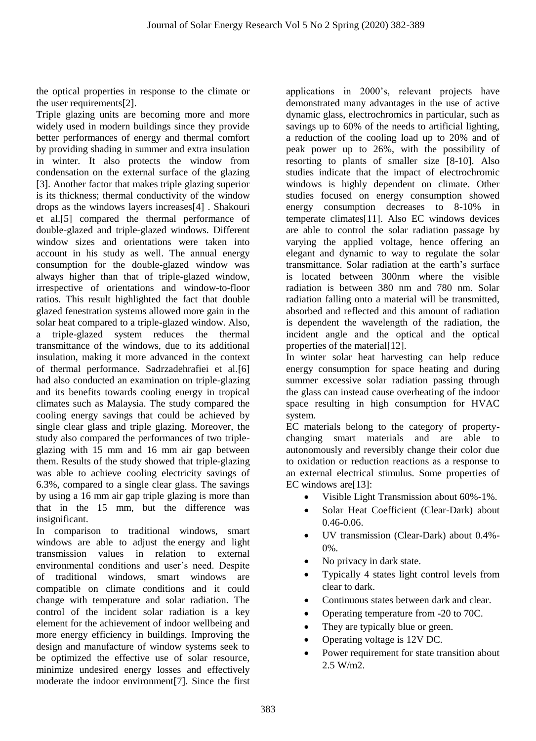the optical properties in response to the climate or the user requirements[2].

Triple glazing units are becoming more and more widely used in modern buildings since they provide better performances of energy and thermal comfort by providing shading in summer and extra insulation in winter. It also protects the window from condensation on the external surface of the glazing [3]. Another factor that makes triple glazing superior is its thickness; thermal conductivity of the window drops as the windows layers increases[4] . Shakouri et al.[5] compared the thermal performance of double-glazed and triple-glazed windows. Different window sizes and orientations were taken into account in his study as well. The annual energy consumption for the double-glazed window was always higher than that of triple-glazed window, irrespective of orientations and window-to-floor ratios. This result highlighted the fact that double glazed fenestration systems allowed more gain in the solar heat compared to a triple-glazed window. Also, a triple-glazed system reduces the thermal transmittance of the windows, due to its additional insulation, making it more advanced in the context of thermal performance. Sadrzadehrafiei et al.[6] had also conducted an examination on triple-glazing and its benefits towards cooling energy in tropical climates such as Malaysia. The study compared the cooling energy savings that could be achieved by single clear glass and triple glazing. Moreover, the study also compared the performances of two triple-glazing with 15 mm and 16 mm air gap between them. Results of the study showed that triple-glazing was able to achieve cooling electricity savings of 6.3%, compared to a single clear glass. The savings by using a 16 mm air gap triple glazing is more than that in the 15 mm, but the difference was insignificant.

In comparison to traditional windows, smart windows are able to adjust the energy and light transmission values in relation to external environmental conditions and user's need. Despite of traditional windows, smart windows are compatible on climate conditions and it could change with temperature and solar radiation. The control of the incident solar radiation is a key element for the achievement of indoor wellbeing and more energy efficiency in buildings. Improving the design and manufacture of window systems seek to be optimized the effective use of solar resource, minimize undesired energy losses and effectively moderate the indoor environment[7]. Since the first applications in 2000's, relevant projects have demonstrated many advantages in the use of active dynamic glass, electrochromics in particular, such as savings up to 60% of the needs to artificial lighting, a reduction of the cooling load up to 20% and of peak power up to 26%, with the possibility of resorting to plants of smaller size [8-10]. Also studies indicate that the impact of electrochromic windows is highly dependent on climate. Other studies focused on energy consumption showed energy consumption decreases to 8-10% in temperate climates[11]. Also EC windows devices are able to control the solar radiation passage by varying the applied voltage, hence offering an elegant and dynamic to way to regulate the solar transmittance. Solar radiation at the earth's surface is located between 300nm where the visible radiation is between 380 nm and 780 nm. Solar radiation falling onto a material will be transmitted, absorbed and reflected and this amount of radiation is dependent the wavelength of the radiation, the incident angle and the optical and the optical properties of the material[12].

In winter solar heat harvesting can help reduce energy consumption for space heating and during summer excessive solar radiation passing through the glass can instead cause overheating of the indoor space resulting in high consumption for HVAC system.

EC materials belong to the category of property-changing smart materials and are able to autonomously and reversibly change their color due to oxidation or reduction reactions as a response to an external electrical stimulus. Some properties of EC windows are[13]:

- Visible Light Transmission about 60%-1%.
- Solar Heat Coefficient (Clear-Dark) about 0.46-0.06.
- UV transmission (Clear-Dark) about 0.4%-0%.
- No privacy in dark state.
- Typically 4 states light control levels from clear to dark.
- Continuous states between dark and clear.
- Operating temperature from -20 to 70C.
- They are typically blue or green.
- Operating voltage is 12V DC.
- Power requirement for state transition about 2.5 W/m2.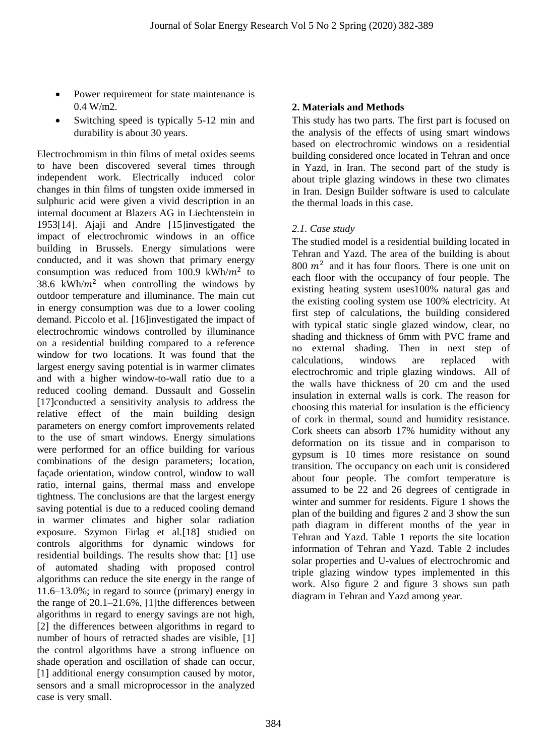- Power requirement for state maintenance is 0.4 W/m2.
- Switching speed is typically 5-12 min and durability is about 30 years.

Electrochromism in thin films of metal oxides seems to have been discovered several times through independent work. Electrically induced color changes in thin films of tungsten oxide immersed in sulphuric acid were given a vivid description in an internal document at Blazers AG in Liechtenstein in 1953[14]. Ajaji and Andre [15]investigated the impact of electrochromic windows in an office building in Brussels. Energy simulations were conducted, and it was shown that primary energy consumption was reduced from 100.9 kWh/$m^2$ to 38.6 kWh/$m^2$ when controlling the windows by outdoor temperature and illuminance. The main cut in energy consumption was due to a lower cooling demand. Piccolo et al. [16]investigated the impact of electrochromic windows controlled by illuminance on a residential building compared to a reference window for two locations. It was found that the largest energy saving potential is in warmer climates and with a higher window-to-wall ratio due to a reduced cooling demand. Dussault and Gosselin [17]conducted a sensitivity analysis to address the relative effect of the main building design parameters on energy comfort improvements related to the use of smart windows. Energy simulations were performed for an office building for various combinations of the design parameters; location, façade orientation, window control, window to wall ratio, internal gains, thermal mass and envelope tightness. The conclusions are that the largest energy saving potential is due to a reduced cooling demand in warmer climates and higher solar radiation exposure. Szymon Firlag et al.[18] studied on controls algorithms for dynamic windows for residential buildings. The results show that: [1] use of automated shading with proposed control algorithms can reduce the site energy in the range of 11.6–13.0%; in regard to source (primary) energy in the range of 20.1–21.6%, [1]the differences between algorithms in regard to energy savings are not high, [2] the differences between algorithms in regard to number of hours of retracted shades are visible, [1] the control algorithms have a strong influence on shade operation and oscillation of shade can occur, [1] additional energy consumption caused by motor, sensors and a small microprocessor in the analyzed case is very small.

## 2. Materials and Methods

This study has two parts. The first part is focused on the analysis of the effects of using smart windows based on electrochromic windows on a residential building considered once located in Tehran and once in Yazd, in Iran. The second part of the study is about triple glazing windows in these two climates in Iran. Design Builder software is used to calculate the thermal loads in this case.

### *2.1. Case study*

The studied model is a residential building located in Tehran and Yazd. The area of the building is about 800 $m^2$ and it has four floors. There is one unit on each floor with the occupancy of four people. The existing heating system uses100% natural gas and the existing cooling system use 100% electricity. At first step of calculations, the building considered with typical static single glazed window, clear, no shading and thickness of 6mm with PVC frame and no external shading. Then in next step of calculations, windows are replaced with electrochromic and triple glazing windows. All of the walls have thickness of 20 cm and the used insulation in external walls is cork. The reason for choosing this material for insulation is the efficiency of cork in thermal, sound and humidity resistance. Cork sheets can absorb 17% humidity without any deformation on its tissue and in comparison to gypsum is 10 times more resistance on sound transition. The occupancy on each unit is considered about four people. The comfort temperature is assumed to be 22 and 26 degrees of centigrade in winter and summer for residents. Figure 1 shows the plan of the building and figures 2 and 3 show the sun path diagram in different months of the year in Tehran and Yazd. Table 1 reports the site location information of Tehran and Yazd. Table 2 includes solar properties and U-values of electrochromic and triple glazing window types implemented in this work. Also figure 2 and figure 3 shows sun path diagram in Tehran and Yazd among year.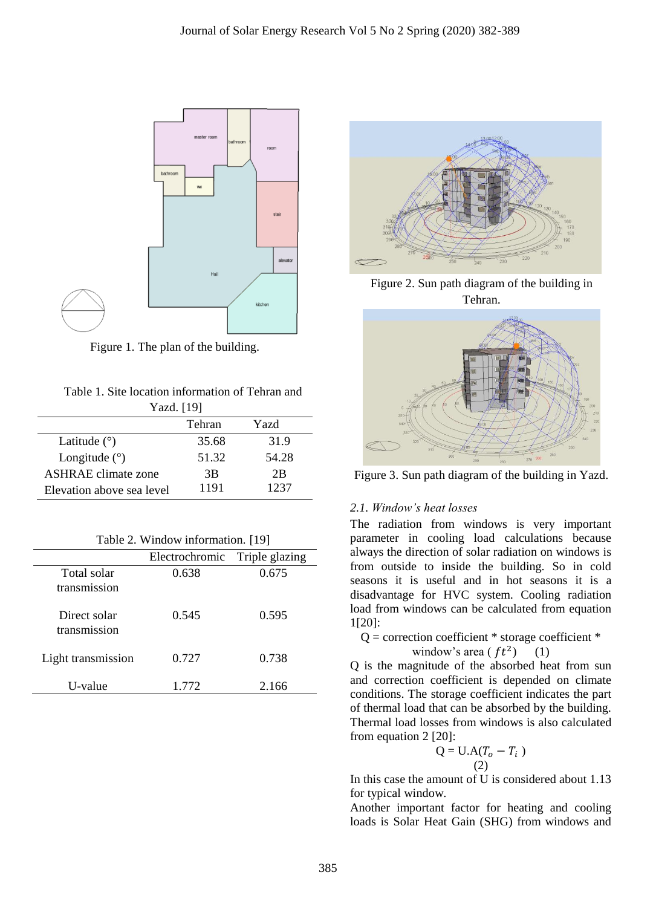Figure 1. The plan of the building.

Table 1. Site location information of Tehran and Yazd. [19]

| | Tehran | Yazd |
|---|---|---|
| Latitude (°) | 35.68 | 31.9 |
| Longitude (°) | 51.32 | 54.28 |
| ASHRAE climate zone | 3B | 2B |
| Elevation above sea level | 1191 | 1237 |

Table 2. Window information. [19]

| | Electrochromic | Triple glazing |
|---|---|---|
| Total solar transmission | 0.638 | 0.675 |
| Direct solar transmission | 0.545 | 0.595 |
| Light transmission | 0.727 | 0.738 |
| U-value | 1.772 | 2.166 |

Figure 2. Sun path diagram of the building in Tehran.

Figure 3. Sun path diagram of the building in Yazd.

### *2.1. Window's heat losses*

The radiation from windows is very important parameter in cooling load calculations because always the direction of solar radiation on windows is from outside to inside the building. So in cold seasons it is useful and in hot seasons it is a disadvantage for HVC system. Cooling radiation load from windows can be calculated from equation 1[20]:

$$Q = \text{correction coefficient} * \text{storage coefficient} * \text{window's area } (ft^2) \quad (1)$$

Q is the magnitude of the absorbed heat from sun and correction coefficient is depended on climate conditions. The storage coefficient indicates the part of thermal load that can be absorbed by the building. Thermal load losses from windows is also calculated from equation 2 [20]:

$$Q = U.A(T_o - T_i) \quad (2)$$

In this case the amount of U is considered about 1.13 for typical window.

Another important factor for heating and cooling loads is Solar Heat Gain (SHG) from windows and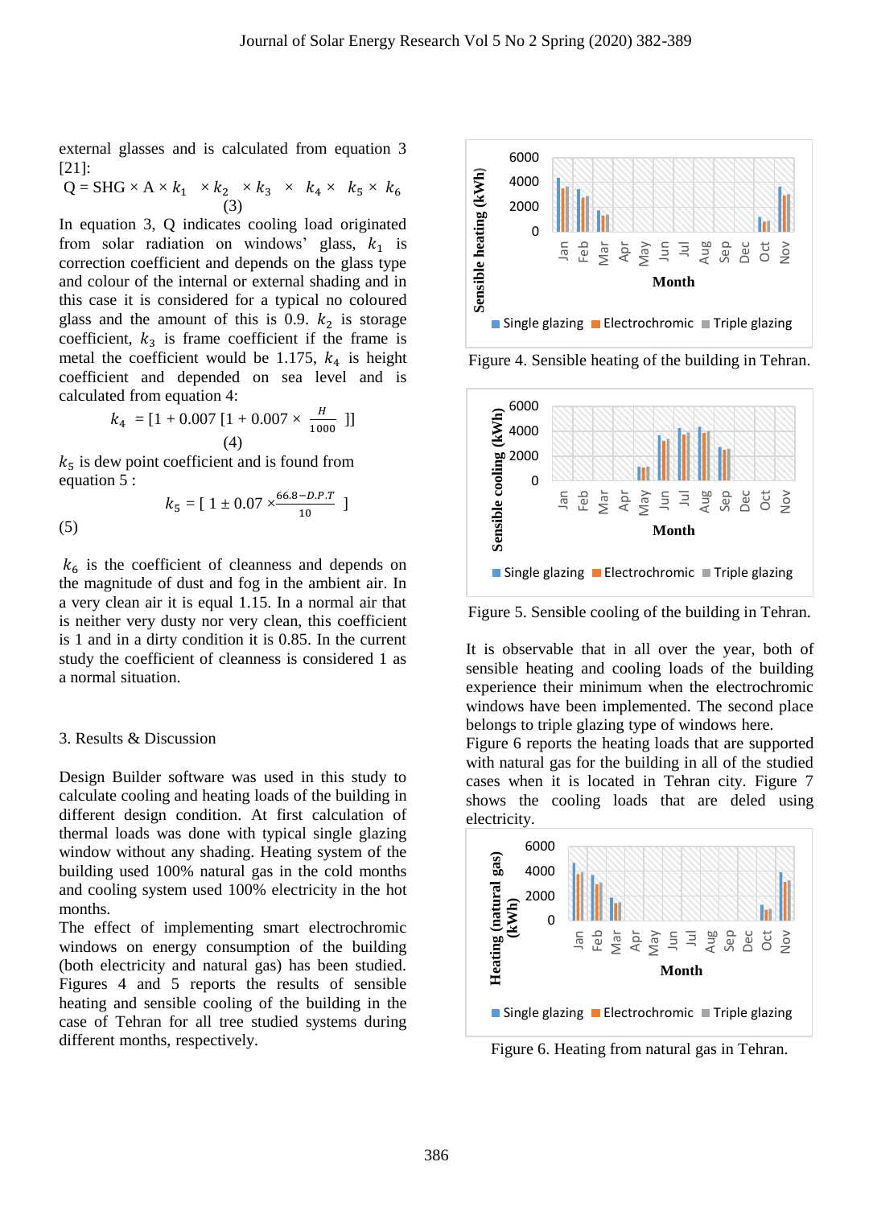external glasses and is calculated from equation 3 [21]:

$$Q = SHG \times A \times k_1 \times k_2 \times k_3 \times k_4 \times k_5 \times k_6 \quad (3)$$

In equation 3, Q indicates cooling load originated from solar radiation on windows' glass, $k_1$ is correction coefficient and depends on the glass type and colour of the internal or external shading and in this case it is considered for a typical no coloured glass and the amount of this is 0.9. $k_2$ is storage coefficient, $k_3$ is frame coefficient if the frame is metal the coefficient would be 1.175, $k_4$ is height coefficient and depended on sea level and is calculated from equation 4:

$$k_4 = [1 + 0.007\,[1 + 0.007 \times \frac{H}{1000}]] \quad (4)$$

$k_5$ is dew point coefficient and is found from equation 5 :

$$k_5 = [\,1 \pm 0.07 \times \frac{66.8 - D.P.T}{10}\,] \quad (5)$$

$k_6$ is the coefficient of cleanness and depends on the magnitude of dust and fog in the ambient air. In a very clean air it is equal 1.15. In a normal air that is neither very dusty nor very clean, this coefficient is 1 and in a dirty condition it is 0.85. In the current study the coefficient of cleanness is considered 1 as a normal situation.

## 3. Results & Discussion

Design Builder software was used in this study to calculate cooling and heating loads of the building in different design condition. At first calculation of thermal loads was done with typical single glazing window without any shading. Heating system of the building used 100% natural gas in the cold months and cooling system used 100% electricity in the hot months.

The effect of implementing smart electrochromic windows on energy consumption of the building (both electricity and natural gas) has been studied. Figures 4 and 5 reports the results of sensible heating and sensible cooling of the building in the case of Tehran for all tree studied systems during different months, respectively.

Figure 4. Sensible heating of the building in Tehran.

Figure 5. Sensible cooling of the building in Tehran.

It is observable that in all over the year, both of sensible heating and cooling loads of the building experience their minimum when the electrochromic windows have been implemented. The second place belongs to triple glazing type of windows here.

Figure 6 reports the heating loads that are supported with natural gas for the building in all of the studied cases when it is located in Tehran city. Figure 7 shows the cooling loads that are deled using electricity.

Figure 6. Heating from natural gas in Tehran.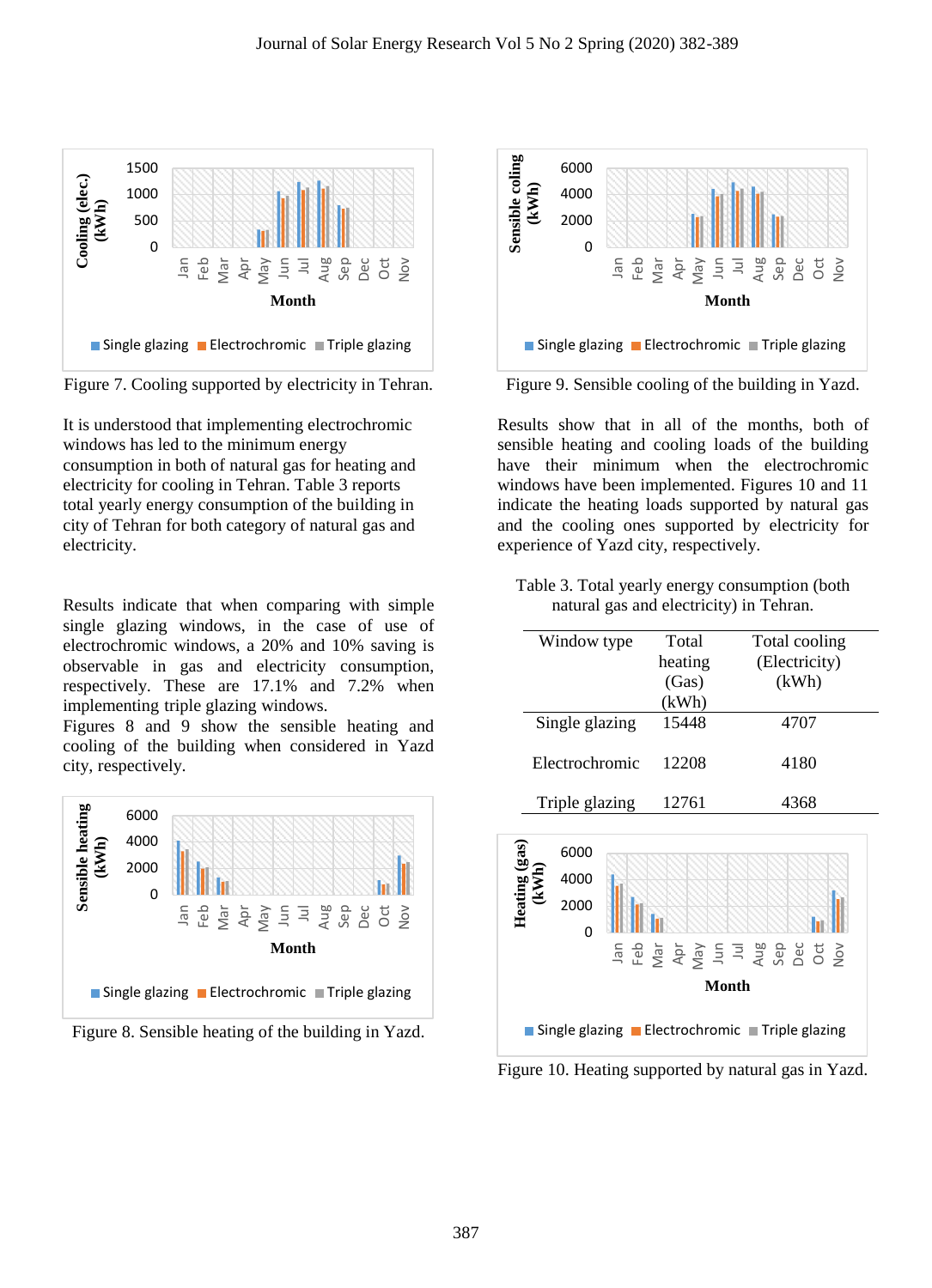Figure 7. Cooling supported by electricity in Tehran.

It is understood that implementing electrochromic windows has led to the minimum energy consumption in both of natural gas for heating and electricity for cooling in Tehran. Table 3 reports total yearly energy consumption of the building in city of Tehran for both category of natural gas and electricity.

Results indicate that when comparing with simple single glazing windows, in the case of use of electrochromic windows, a 20% and 10% saving is observable in gas and electricity consumption, respectively. These are 17.1% and 7.2% when implementing triple glazing windows.

Figures 8 and 9 show the sensible heating and cooling of the building when considered in Yazd city, respectively.

Figure 8. Sensible heating of the building in Yazd.

Figure 9. Sensible cooling of the building in Yazd.

Results show that in all of the months, both of sensible heating and cooling loads of the building have their minimum when the electrochromic windows have been implemented. Figures 10 and 11 indicate the heating loads supported by natural gas and the cooling ones supported by electricity for experience of Yazd city, respectively.

Table 3. Total yearly energy consumption (both natural gas and electricity) in Tehran.

| Window type | Total heating (Gas) (kWh) | Total cooling (Electricity) (kWh) |
|---|---|---|
| Single glazing | 15448 | 4707 |
| Electrochromic | 12208 | 4180 |
| Triple glazing | 12761 | 4368 |

Figure 10. Heating supported by natural gas in Yazd.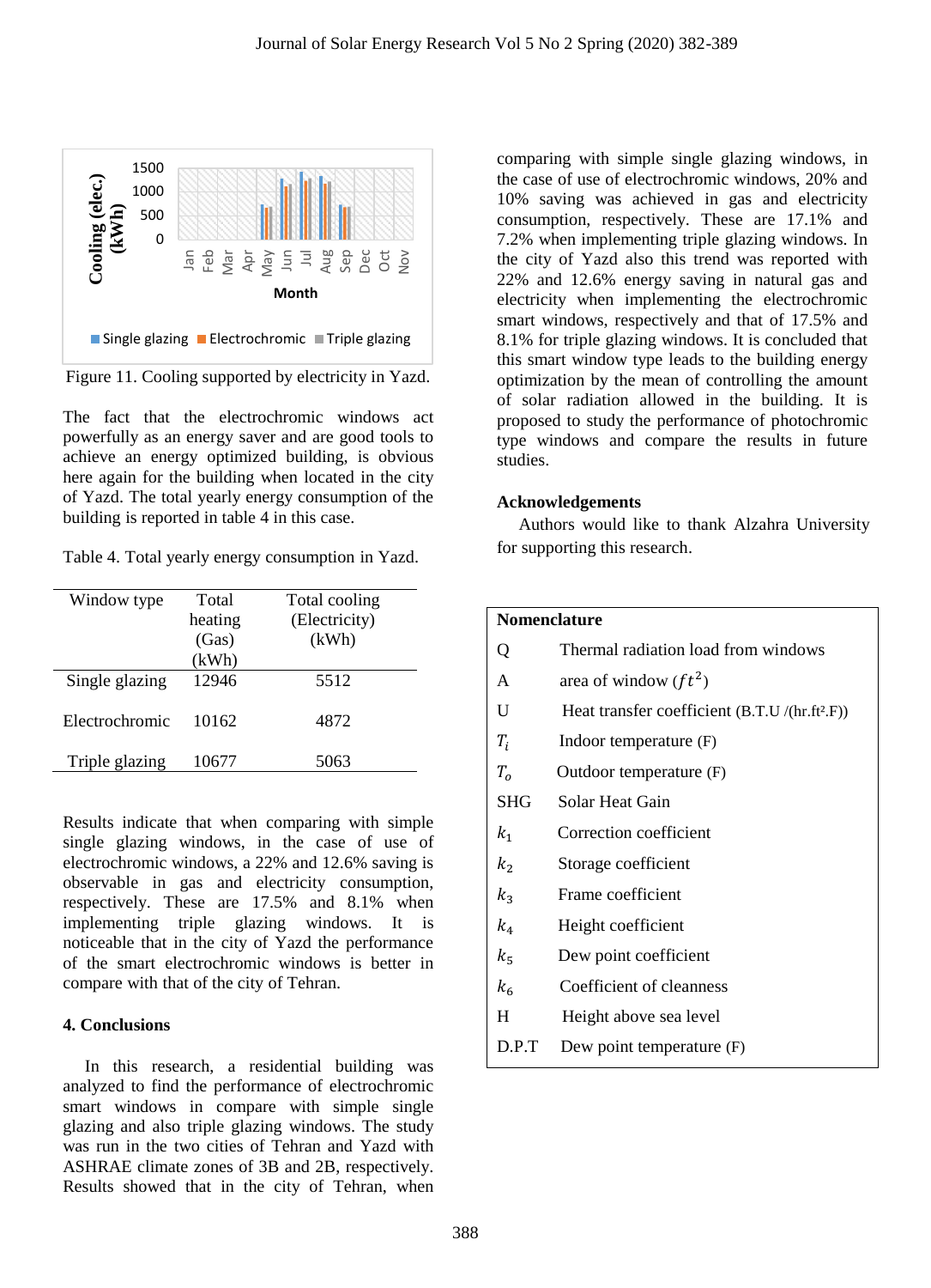Figure 11. Cooling supported by electricity in Yazd.

The fact that the electrochromic windows act powerfully as an energy saver and are good tools to achieve an energy optimized building, is obvious here again for the building when located in the city of Yazd. The total yearly energy consumption of the building is reported in table 4 in this case.

Table 4. Total yearly energy consumption in Yazd.

| Window type | Total heating (Gas) (kWh) | Total cooling (Electricity) (kWh) |
|---|---|---|
| Single glazing | 12946 | 5512 |
| Electrochromic | 10162 | 4872 |
| Triple glazing | 10677 | 5063 |

Results indicate that when comparing with simple single glazing windows, in the case of use of electrochromic windows, a 22% and 12.6% saving is observable in gas and electricity consumption, respectively. These are 17.5% and 8.1% when implementing triple glazing windows. It is noticeable that in the city of Yazd the performance of the smart electrochromic windows is better in compare with that of the city of Tehran.

## 4. Conclusions

In this research, a residential building was analyzed to find the performance of electrochromic smart windows in compare with simple single glazing and also triple glazing windows. The study was run in the two cities of Tehran and Yazd with ASHRAE climate zones of 3B and 2B, respectively. Results showed that in the city of Tehran, when comparing with simple single glazing windows, in the case of use of electrochromic windows, 20% and 10% saving was achieved in gas and electricity consumption, respectively. These are 17.1% and 7.2% when implementing triple glazing windows. In the city of Yazd also this trend was reported with 22% and 12.6% energy saving in natural gas and electricity when implementing the electrochromic smart windows, respectively and that of 17.5% and 8.1% for triple glazing windows. It is concluded that this smart window type leads to the building energy optimization by the mean of controlling the amount of solar radiation allowed in the building. It is proposed to study the performance of photochromic type windows and compare the results in future studies.

### Acknowledgements

Authors would like to thank Alzahra University for supporting this research.

| Nomenclature | |
|---|---|
| Q | Thermal radiation load from windows |
| A | area of window ($ft^2$) |
| U | Heat transfer coefficient (B.T.U /(hr.ft².F)) |
| $T_i$ | Indoor temperature (F) |
| $T_o$ | Outdoor temperature (F) |
| SHG | Solar Heat Gain |
| $k_1$ | Correction coefficient |
| $k_2$ | Storage coefficient |
| $k_3$ | Frame coefficient |
| $k_4$ | Height coefficient |
| $k_5$ | Dew point coefficient |
| $k_6$ | Coefficient of cleanness |
| H | Height above sea level |
| D.P.T | Dew point temperature (F) |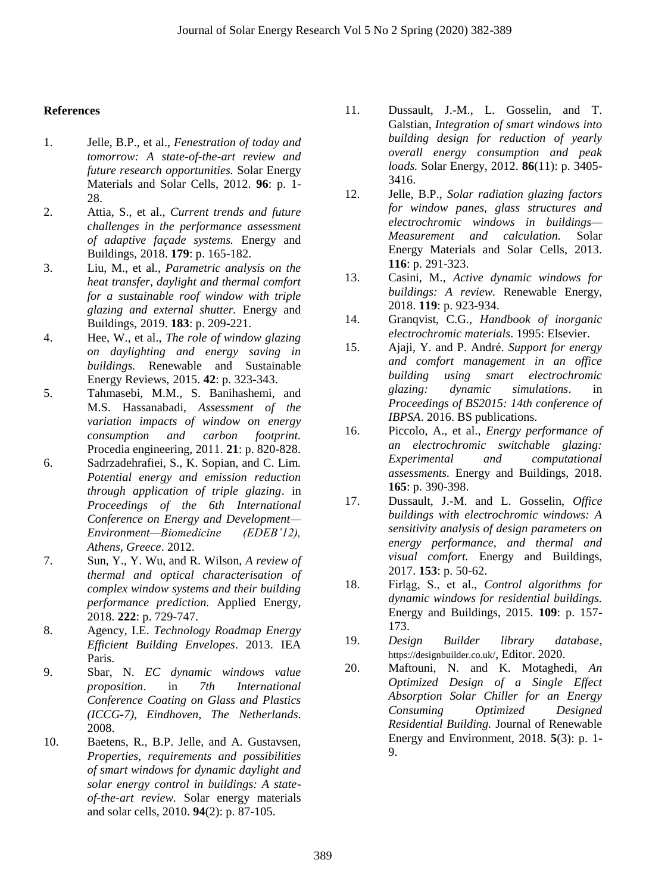## References

1. Jelle, B.P., et al., *Fenestration of today and tomorrow: A state-of-the-art review and future research opportunities.* Solar Energy Materials and Solar Cells, 2012. **96**: p. 1-28.
2. Attia, S., et al., *Current trends and future challenges in the performance assessment of adaptive façade systems.* Energy and Buildings, 2018. **179**: p. 165-182.
3. Liu, M., et al., *Parametric analysis on the heat transfer, daylight and thermal comfort for a sustainable roof window with triple glazing and external shutter.* Energy and Buildings, 2019. **183**: p. 209-221.
4. Hee, W., et al., *The role of window glazing on daylighting and energy saving in buildings.* Renewable and Sustainable Energy Reviews, 2015. **42**: p. 323-343.
5. Tahmasebi, M.M., S. Banihashemi, and M.S. Hassanabadi, *Assessment of the variation impacts of window on energy consumption and carbon footprint.* Procedia engineering, 2011. **21**: p. 820-828.
6. Sadrzadehrafiei, S., K. Sopian, and C. Lim. *Potential energy and emission reduction through application of triple glazing*. in *Proceedings of the 6th International Conference on Energy and Development—Environment—Biomedicine (EDEB'12), Athens, Greece*. 2012.
7. Sun, Y., Y. Wu, and R. Wilson, *A review of thermal and optical characterisation of complex window systems and their building performance prediction.* Applied Energy, 2018. **222**: p. 729-747.
8. Agency, I.E. *Technology Roadmap Energy Efficient Building Envelopes*. 2013. IEA Paris.
9. Sbar, N. *EC dynamic windows value proposition*. in *7th International Conference Coating on Glass and Plastics (ICCG-7), Eindhoven, The Netherlands*. 2008.
10. Baetens, R., B.P. Jelle, and A. Gustavsen, *Properties, requirements and possibilities of smart windows for dynamic daylight and solar energy control in buildings: A state-of-the-art review.* Solar energy materials and solar cells, 2010. **94**(2): p. 87-105.
11. Dussault, J.-M., L. Gosselin, and T. Galstian, *Integration of smart windows into building design for reduction of yearly overall energy consumption and peak loads.* Solar Energy, 2012. **86**(11): p. 3405-3416.
12. Jelle, B.P., *Solar radiation glazing factors for window panes, glass structures and electrochromic windows in buildings—Measurement and calculation.* Solar Energy Materials and Solar Cells, 2013. **116**: p. 291-323.
13. Casini, M., *Active dynamic windows for buildings: A review.* Renewable Energy, 2018. **119**: p. 923-934.
14. Granqvist, C.G., *Handbook of inorganic electrochromic materials*. 1995: Elsevier.
15. Ajaji, Y. and P. André. *Support for energy and comfort management in an office building using smart electrochromic glazing: dynamic simulations*. in *Proceedings of BS2015: 14th conference of IBPSA*. 2016. BS publications.
16. Piccolo, A., et al., *Energy performance of an electrochromic switchable glazing: Experimental and computational assessments.* Energy and Buildings, 2018. **165**: p. 390-398.
17. Dussault, J.-M. and L. Gosselin, *Office buildings with electrochromic windows: A sensitivity analysis of design parameters on energy performance, and thermal and visual comfort.* Energy and Buildings, 2017. **153**: p. 50-62.
18. Firląg, S., et al., *Control algorithms for dynamic windows for residential buildings.* Energy and Buildings, 2015. **109**: p. 157-173.
19. *Design Builder library database*, https://designbuilder.co.uk/, Editor. 2020.
20. Maftouni, N. and K. Motaghedi, *An Optimized Design of a Single Effect Absorption Solar Chiller for an Energy Consuming Optimized Designed Residential Building.* Journal of Renewable Energy and Environment, 2018. **5**(3): p. 1-9.